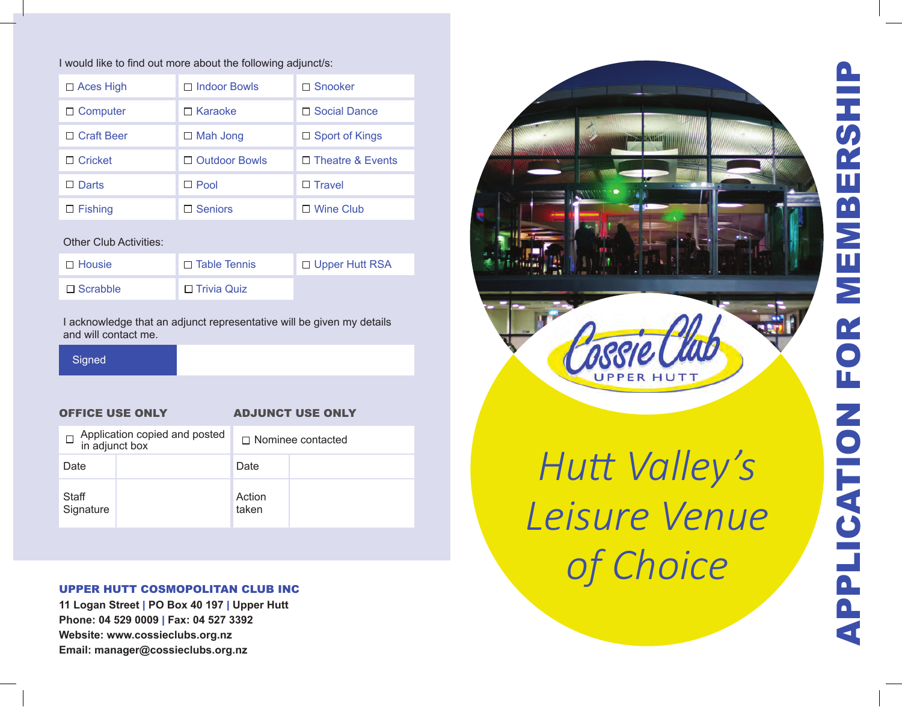I would like to find out more about the following adjunct/s:

| | | |
|---|---|---|
| ☐ Aces High | ☐ Indoor Bowls | ☐ Snooker |
| ☐ Computer | ☐ Karaoke | ☐ Social Dance |
| ☐ Craft Beer | ☐ Mah Jong | ☐ Sport of Kings |
| ☐ Cricket | ☐ Outdoor Bowls | ☐ Theatre & Events |
| ☐ Darts | ☐ Pool | ☐ Travel |
| ☐ Fishing | ☐ Seniors | ☐ Wine Club |

Other Club Activities:

| | | |
|---|---|---|
| ☐ Housie | ☐ Table Tennis | ☐ Upper Hutt RSA |
| ☐ Scrabble | ☐ Trivia Quiz | |

I acknowledge that an adjunct representative will be given my details and will contact me.

| Signed | |
|---|---|

**OFFICE USE ONLY**

| ☐ Application copied and posted in adjunct box | |
|---|---|
| Date | |
| Staff Signature | |

**ADJUNCT USE ONLY**

| ☐ Nominee contacted | |
|---|---|
| Date | |
| Action taken | |

**UPPER HUTT COSMOPOLITAN CLUB INC**

**11 Logan Street | PO Box 40 197 | Upper Hutt**
**Phone: 04 529 0009 | Fax: 04 527 3392**
**Website: www.cossieclubs.org.nz**
**Email: manager@cossieclubs.org.nz**

Cossie Club
UPPER HUTT

*Hutt Valley's Leisure Venue of Choice*

# APPLICATION FOR MEMBERSHIP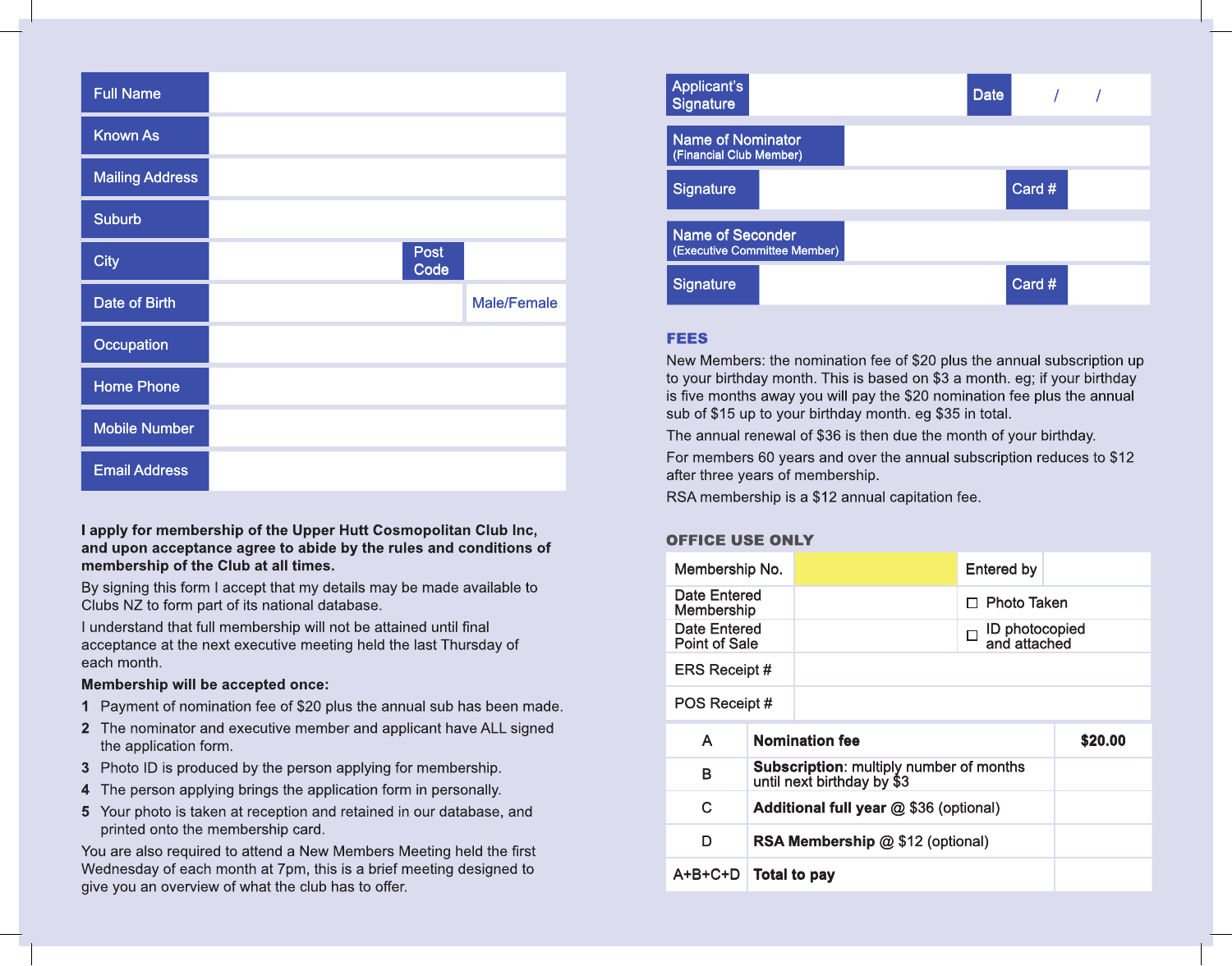| | | | |
|---|---|---|---|
| Full Name | | | |
| Known As | | | |
| Mailing Address | | | |
| Suburb | | | |
| City | | Post Code | |
| Date of Birth | | Male/Female | |
| Occupation | | | |
| Home Phone | | | |
| Mobile Number | | | |
| Email Address | | | |

**I apply for membership of the Upper Hutt Cosmopolitan Club Inc, and upon acceptance agree to abide by the rules and conditions of membership of the Club at all times.**

By signing this form I accept that my details may be made available to Clubs NZ to form part of its national database.

I understand that full membership will not be attained until final acceptance at the next executive meeting held the last Thursday of each month.

**Membership will be accepted once:**

1. Payment of nomination fee of $20 plus the annual sub has been made.
2. The nominator and executive member and applicant have ALL signed the application form.
3. Photo ID is produced by the person applying for membership.
4. The person applying brings the application form in personally.
5. Your photo is taken at reception and retained in our database, and printed onto the membership card.

You are also required to attend a New Members Meeting held the first Wednesday of each month at 7pm, this is a brief meeting designed to give you an overview of what the club has to offer.

| | | | |
|---|---|---|---|
| Applicant's Signature | | Date | / / |
| Name of Nominator (Financial Club Member) | | | |
| Signature | | Card # | |
| Name of Seconder (Executive Committee Member) | | | |
| Signature | | Card # | |

## FEES

New Members: the nomination fee of $20 plus the annual subscription up to your birthday month. This is based on $3 a month. eg; if your birthday is five months away you will pay the $20 nomination fee plus the annual sub of $15 up to your birthday month. eg $35 in total.

The annual renewal of $36 is then due the month of your birthday.

For members 60 years and over the annual subscription reduces to $12 after three years of membership.

RSA membership is a $12 annual capitation fee.

## OFFICE USE ONLY

| | | | |
|---|---|---|---|
| Membership No. | | Entered by | |
| Date Entered Membership | | ☐ Photo Taken | |
| Date Entered Point of Sale | | ☐ ID photocopied and attached | |
| ERS Receipt # | | | |
| POS Receipt # | | | |

| | | |
|---|---|---|
| A | **Nomination fee** | **$20.00** |
| B | **Subscription**: multiply number of months until next birthday by $3 | |
| C | **Additional full year** @ $36 (optional) | |
| D | **RSA Membership** @ $12 (optional) | |
| A+B+C+D | **Total to pay** | |